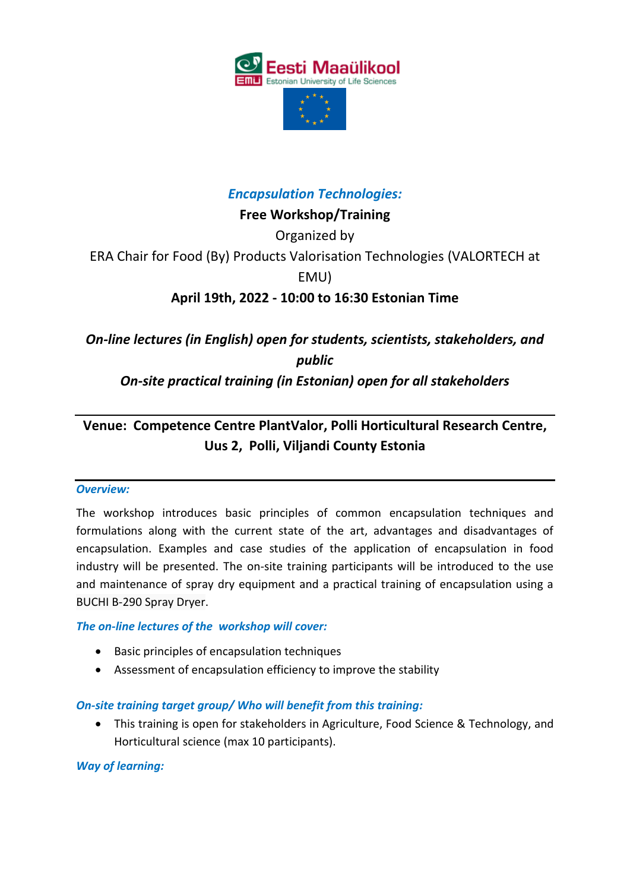*Encapsulation Technologies:*

**Free Workshop/Training**

Organized by

ERA Chair for Food (By) Products Valorisation Technologies (VALORTECH at EMU)

**April 19th, 2022 - 10:00 to 16:30 Estonian Time**

***On-line lectures (in English) open for students, scientists, stakeholders, and public***

***On-site practical training (in Estonian) open for all stakeholders***

---

**Venue: Competence Centre PlantValor, Polli Horticultural Research Centre, Uus 2, Polli, Viljandi County Estonia**

---

*Overview:*

The workshop introduces basic principles of common encapsulation techniques and formulations along with the current state of the art, advantages and disadvantages of encapsulation. Examples and case studies of the application of encapsulation in food industry will be presented. The on-site training participants will be introduced to the use and maintenance of spray dry equipment and a practical training of encapsulation using a BUCHI B-290 Spray Dryer.

*The on-line lectures of the workshop will cover:*

- Basic principles of encapsulation techniques
- Assessment of encapsulation efficiency to improve the stability

*On-site training target group/ Who will benefit from this training:*

- This training is open for stakeholders in Agriculture, Food Science & Technology, and Horticultural science (max 10 participants).

*Way of learning:*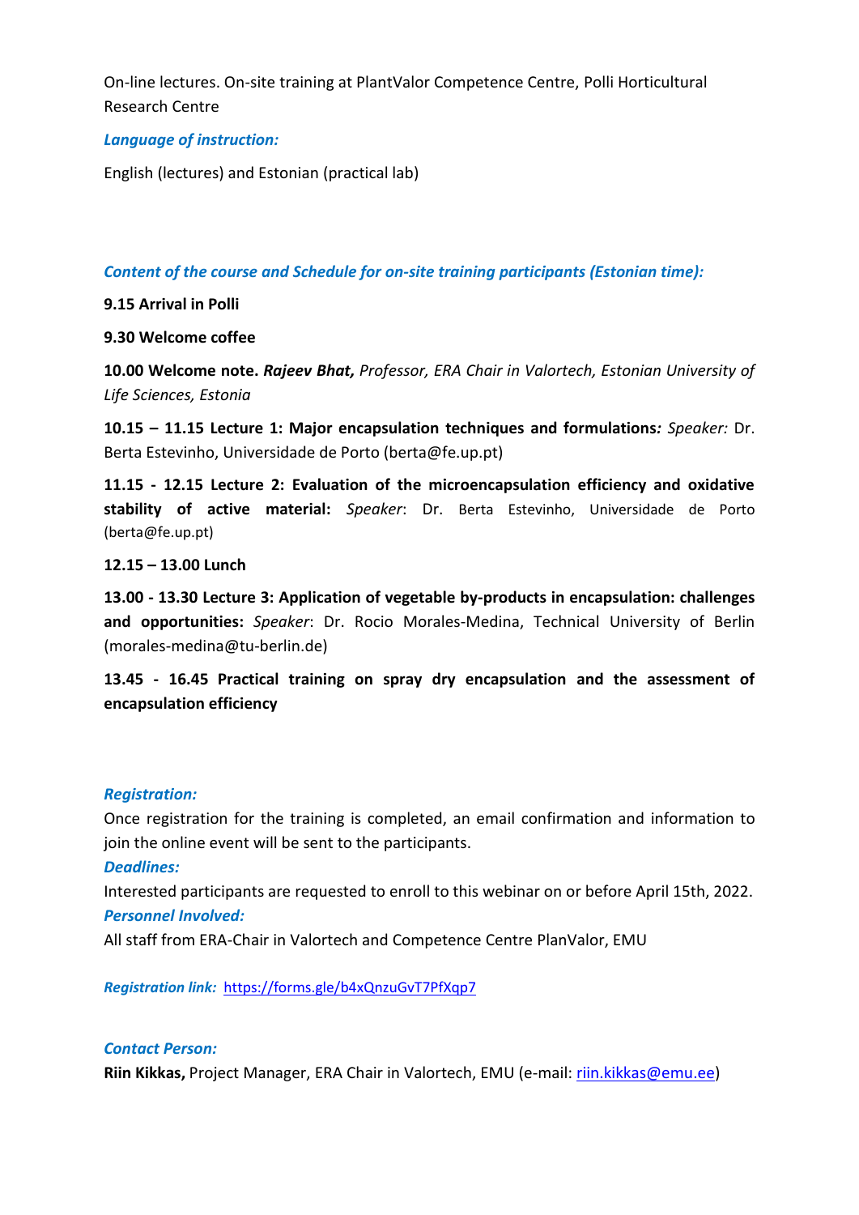On-line lectures. On-site training at PlantValor Competence Centre, Polli Horticultural Research Centre

***Language of instruction:***

English (lectures) and Estonian (practical lab)

***Content of the course and Schedule for on-site training participants (Estonian time):***

**9.15 Arrival in Polli**

**9.30 Welcome coffee**

**10.00 Welcome note. *Rajeev Bhat,*** *Professor, ERA Chair in Valortech, Estonian University of Life Sciences, Estonia*

**10.15 – 11.15 Lecture 1: Major encapsulation techniques and formulations*:*** *Speaker:* Dr. Berta Estevinho, Universidade de Porto (berta@fe.up.pt)

**11.15 - 12.15 Lecture 2: Evaluation of the microencapsulation efficiency and oxidative stability of active material:** *Speaker*: Dr. Berta Estevinho, Universidade de Porto (berta@fe.up.pt)

**12.15 – 13.00 Lunch**

**13.00 - 13.30 Lecture 3: Application of vegetable by-products in encapsulation: challenges and opportunities:** *Speaker*: Dr. Rocio Morales-Medina, Technical University of Berlin (morales-medina@tu-berlin.de)

**13.45 - 16.45 Practical training on spray dry encapsulation and the assessment of encapsulation efficiency**

***Registration:***

Once registration for the training is completed, an email confirmation and information to join the online event will be sent to the participants.

***Deadlines:***

Interested participants are requested to enroll to this webinar on or before April 15th, 2022.

***Personnel Involved:***

All staff from ERA-Chair in Valortech and Competence Centre PlanValor, EMU

***Registration link:*** https://forms.gle/b4xQnzuGvT7PfXqp7

***Contact Person:***

**Riin Kikkas,** Project Manager, ERA Chair in Valortech, EMU (e-mail: riin.kikkas@emu.ee)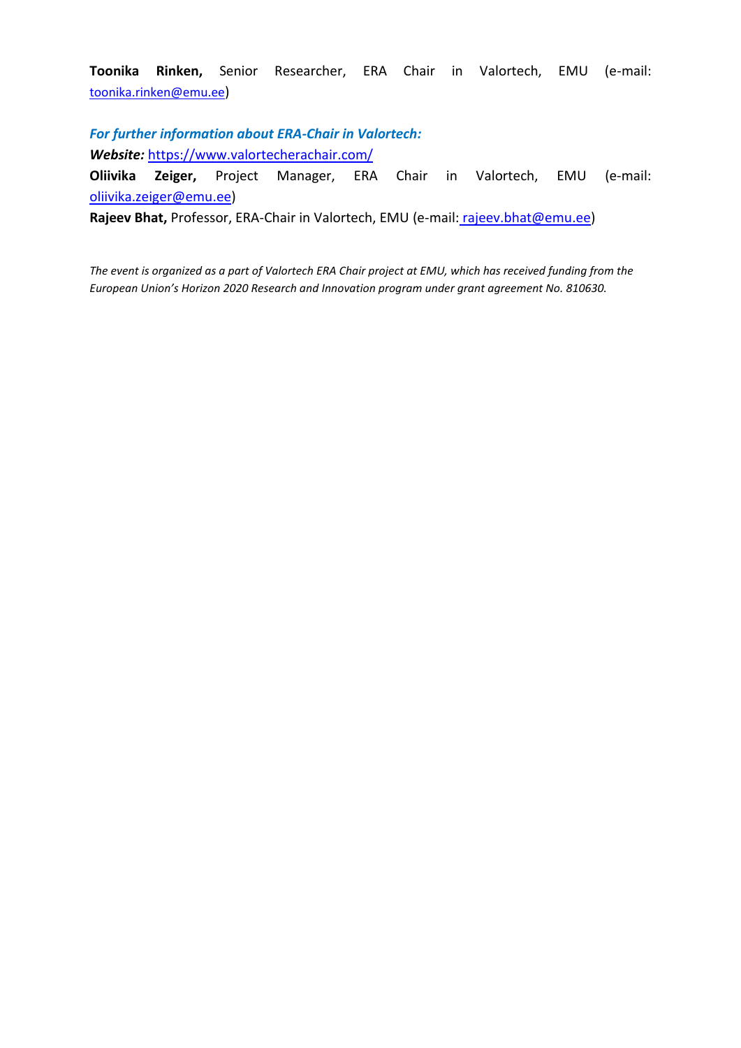**Toonika Rinken,** Senior Researcher, ERA Chair in Valortech, EMU (e-mail: toonika.rinken@emu.ee)

***For further information about ERA-Chair in Valortech:***

***Website:*** https://www.valortecherachair.com/

**Oliivika Zeiger,** Project Manager, ERA Chair in Valortech, EMU (e-mail: oliivika.zeiger@emu.ee)

**Rajeev Bhat,** Professor, ERA-Chair in Valortech, EMU (e-mail: rajeev.bhat@emu.ee)

*The event is organized as a part of Valortech ERA Chair project at EMU, which has received funding from the European Union's Horizon 2020 Research and Innovation program under grant agreement No. 810630.*